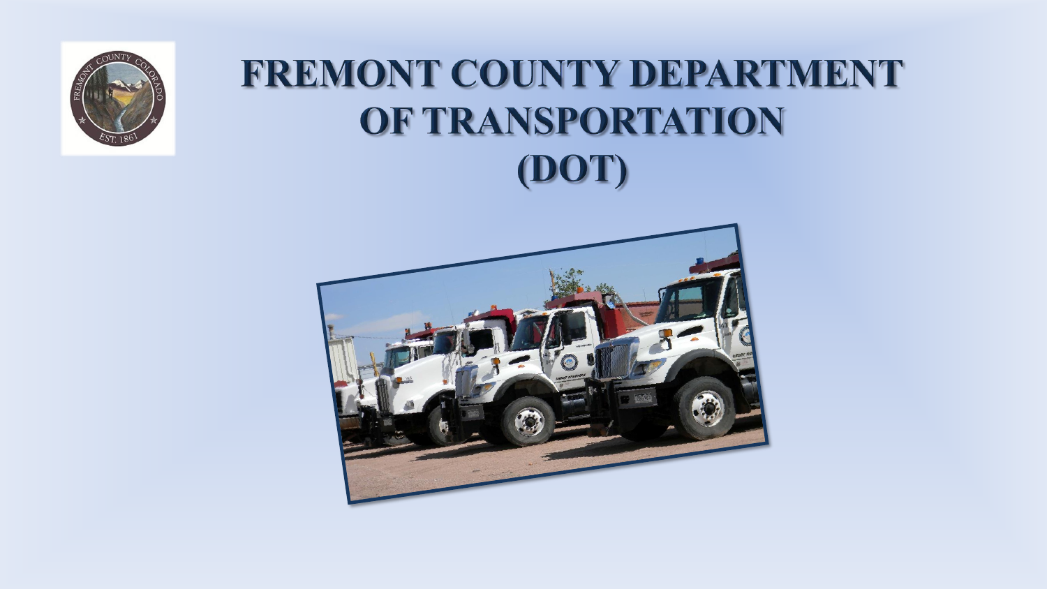# FREMONT COUNTY DEPARTMENT OF TRANSPORTATION (DOT)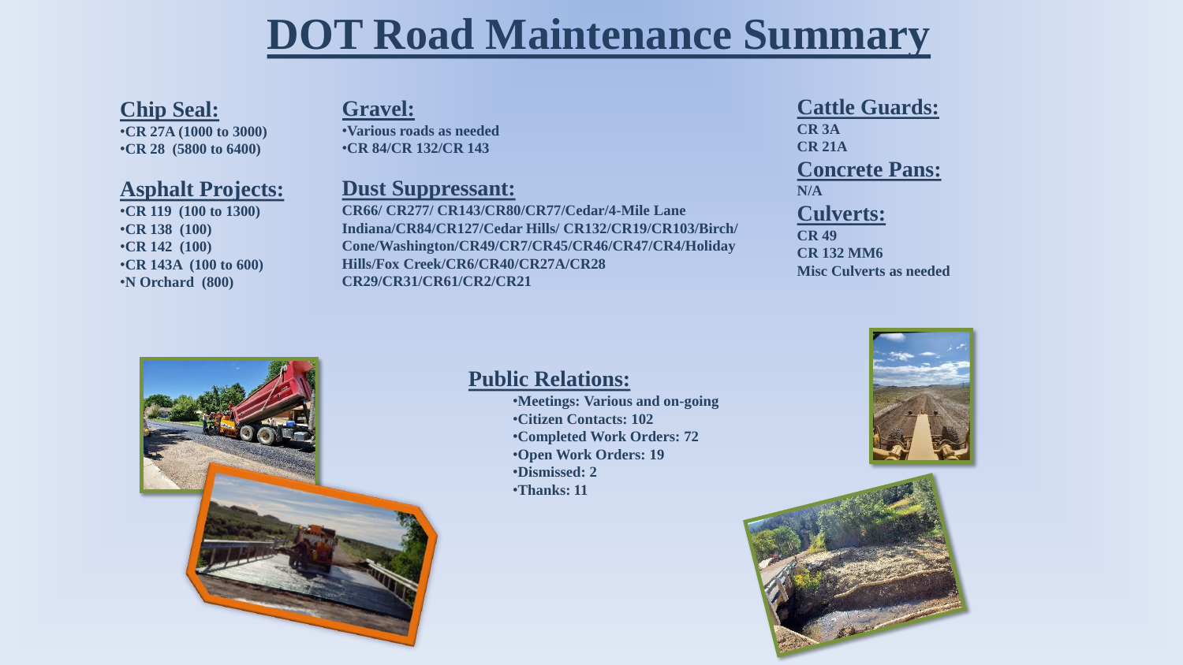# DOT Road Maintenance Summary

## Chip Seal:

- CR 27A (1000 to 3000)
- CR 28 (5800 to 6400)

## Asphalt Projects:

- CR 119 (100 to 1300)
- CR 138 (100)
- CR 142 (100)
- CR 143A (100 to 600)
- N Orchard (800)

## Gravel:

- Various roads as needed
- CR 84/CR 132/CR 143

## Dust Suppressant:

CR66/ CR277/ CR143/CR80/CR77/Cedar/4-Mile Lane Indiana/CR84/CR127/Cedar Hills/ CR132/CR19/CR103/Birch/ Cone/Washington/CR49/CR7/CR45/CR46/CR47/CR4/Holiday Hills/Fox Creek/CR6/CR40/CR27A/CR28 CR29/CR31/CR61/CR2/CR21

## Cattle Guards:

CR 3A
CR 21A

## Concrete Pans:

N/A

## Culverts:

CR 49
CR 132 MM6
Misc Culverts as needed

## Public Relations:

- Meetings: Various and on-going
- Citizen Contacts: 102
- Completed Work Orders: 72
- Open Work Orders: 19
- Dismissed: 2
- Thanks: 11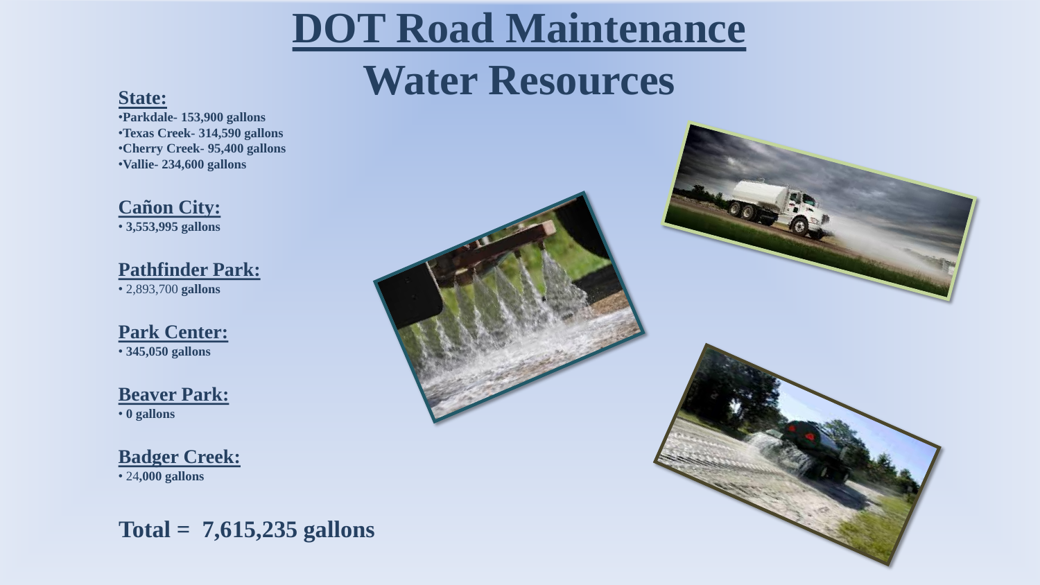# DOT Road Maintenance

# Water Resources

**State:**

- **Parkdale- 153,900 gallons**
- **Texas Creek- 314,590 gallons**
- **Cherry Creek- 95,400 gallons**
- **Vallie- 234,600 gallons**

**Cañon City:**

- **3,553,995 gallons**

**Pathfinder Park:**

- 2,893,700 **gallons**

**Park Center:**

- **345,050 gallons**

**Beaver Park:**

- **0 gallons**

**Badger Creek:**

- 24**,000 gallons**

**Total = 7,615,235 gallons**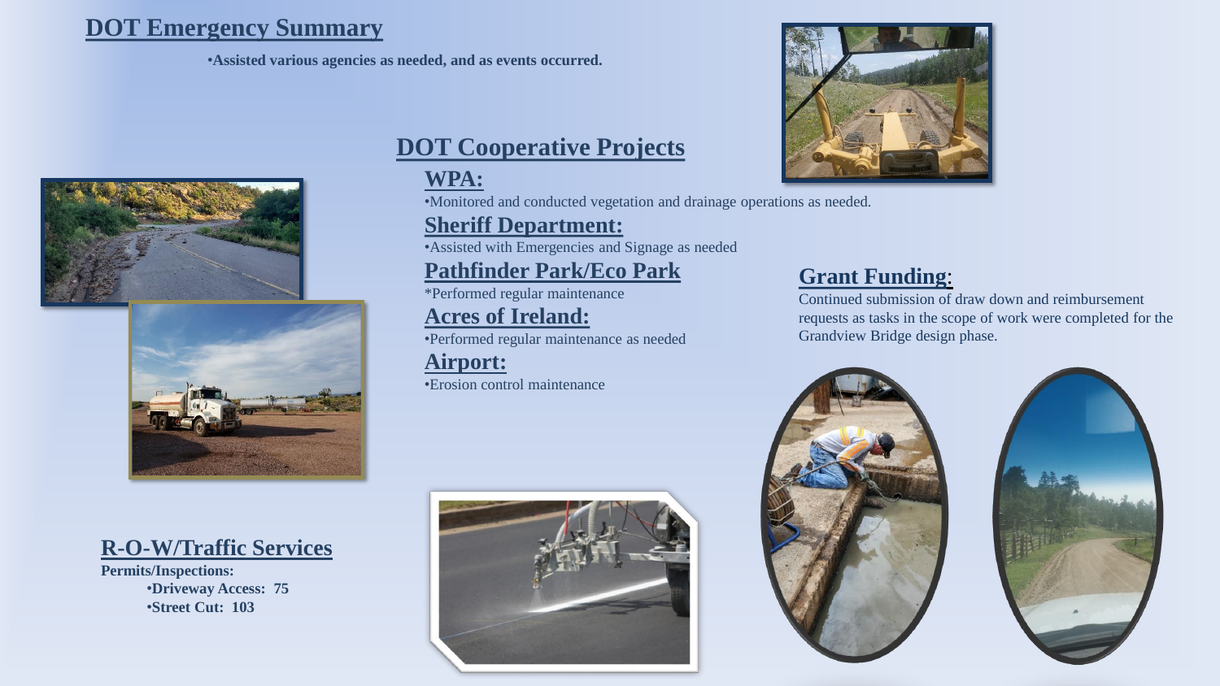## DOT Emergency Summary

- **Assisted various agencies as needed, and as events occurred.**

## DOT Cooperative Projects

### WPA:

- Monitored and conducted vegetation and drainage operations as needed.

### Sheriff Department:

- Assisted with Emergencies and Signage as needed

### Pathfinder Park/Eco Park

*Performed regular maintenance

### Acres of Ireland:

- Performed regular maintenance as needed

### Airport:

- Erosion control maintenance

## Grant Funding:

Continued submission of draw down and reimbursement requests as tasks in the scope of work were completed for the Grandview Bridge design phase.

## R-O-W/Traffic Services

**Permits/Inspections:**

- **Driveway Access: 75**
- **Street Cut: 103**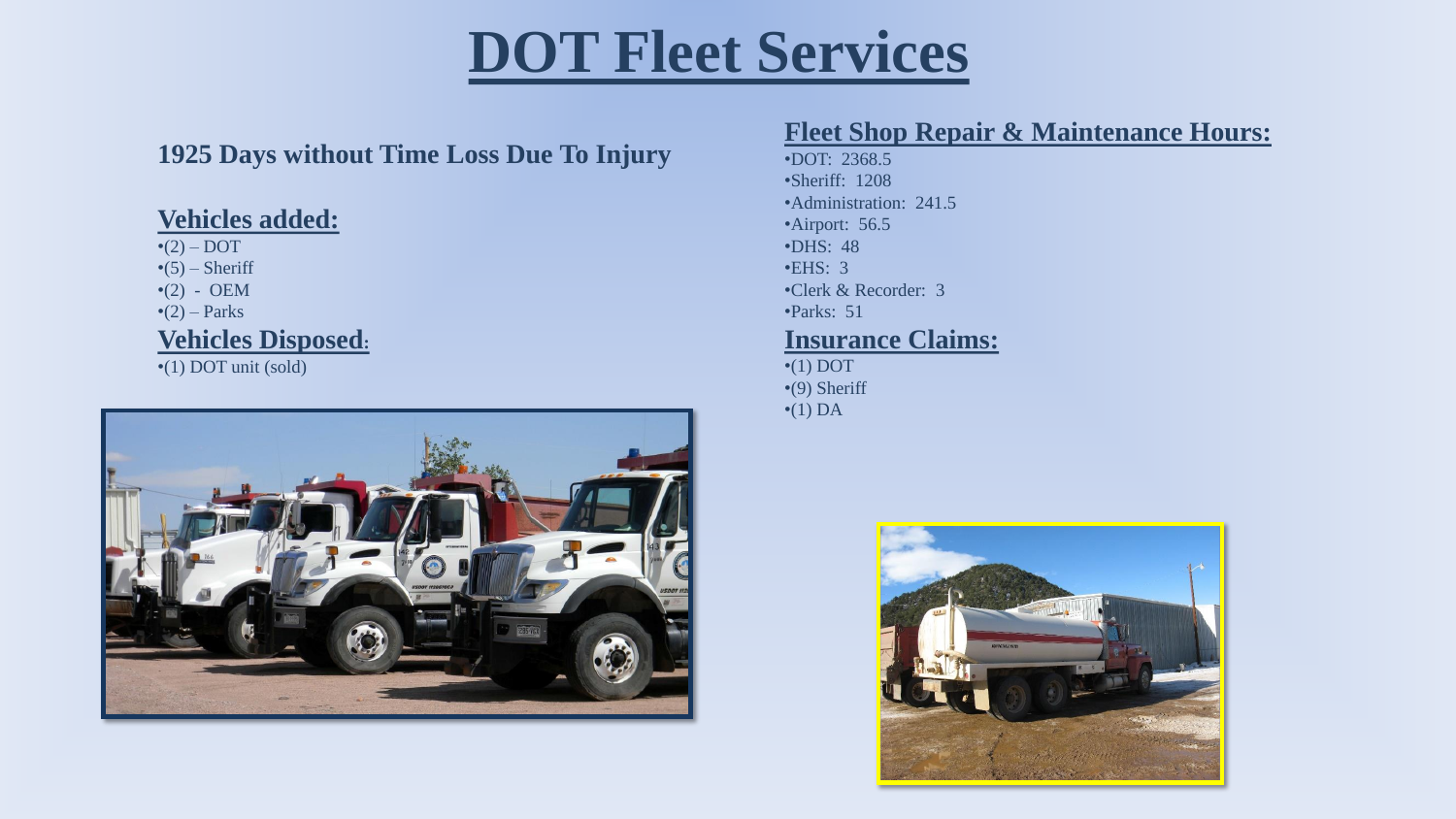# DOT Fleet Services

**1925 Days without Time Loss Due To Injury**

## Vehicles added:

- (2) – DOT
- (5) – Sheriff
- (2) - OEM
- (2) – Parks

## Vehicles Disposed:

- (1) DOT unit (sold)

## Fleet Shop Repair & Maintenance Hours:

- DOT: 2368.5
- Sheriff: 1208
- Administration: 241.5
- Airport: 56.5
- DHS: 48
- EHS: 3
- Clerk & Recorder: 3
- Parks: 51

## Insurance Claims:

- (1) DOT
- (9) Sheriff
- (1) DA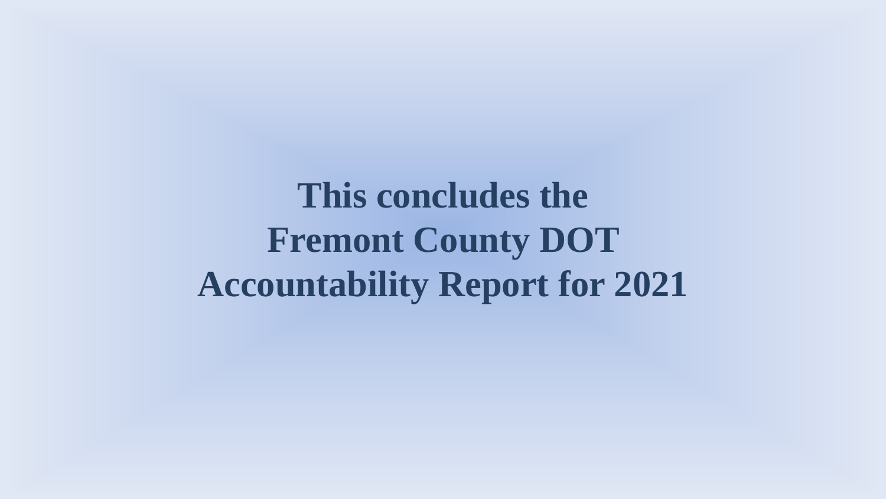**This concludes the**
**Fremont County DOT**
**Accountability Report for 2021**